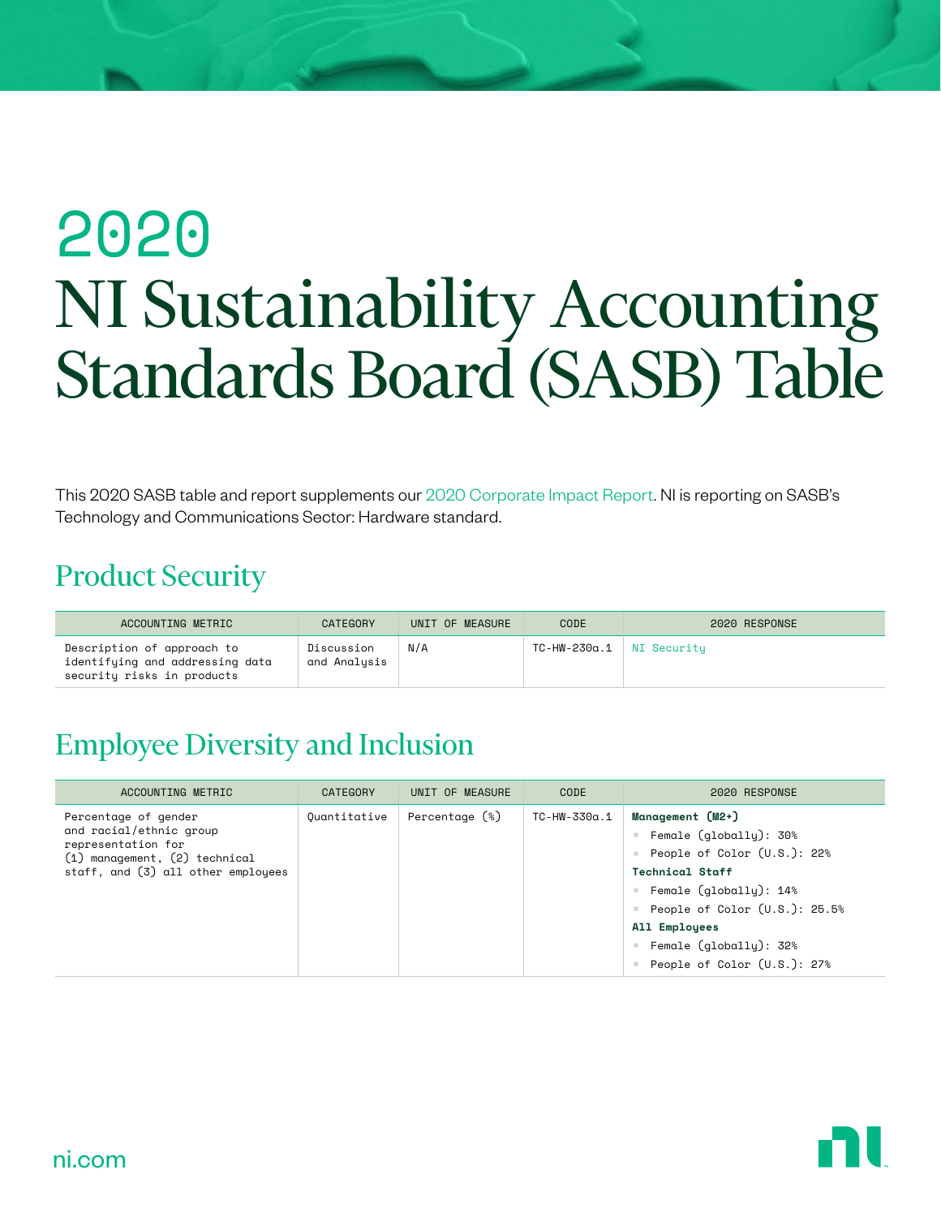# 2020 NI Sustainability Accounting Standards Board (SASB) Table

This 2020 SASB table and report supplements our 2020 Corporate Impact Report. NI is reporting on SASB's Technology and Communications Sector: Hardware standard.

## Product Security

| ACCOUNTING METRIC | CATEGORY | UNIT OF MEASURE | CODE | 2020 RESPONSE |
|---|---|---|---|---|
| Description of approach to identifying and addressing data security risks in products | Discussion and Analysis | N/A | TC-HW-230a.1 | NI Security |

## Employee Diversity and Inclusion

| ACCOUNTING METRIC | CATEGORY | UNIT OF MEASURE | CODE | 2020 RESPONSE |
|---|---|---|---|---|
| Percentage of gender and racial/ethnic group representation for (1) management, (2) technical staff, and (3) all other employees | Quantitative | Percentage (%) | TC-HW-330a.1 | **Management (M2+)**<br>• Female (globally): 30%<br>• People of Color (U.S.): 22%<br>**Technical Staff**<br>• Female (globally): 14%<br>• People of Color (U.S.): 25.5%<br>**All Employees**<br>• Female (globally): 32%<br>• People of Color (U.S.): 27% |

ni.com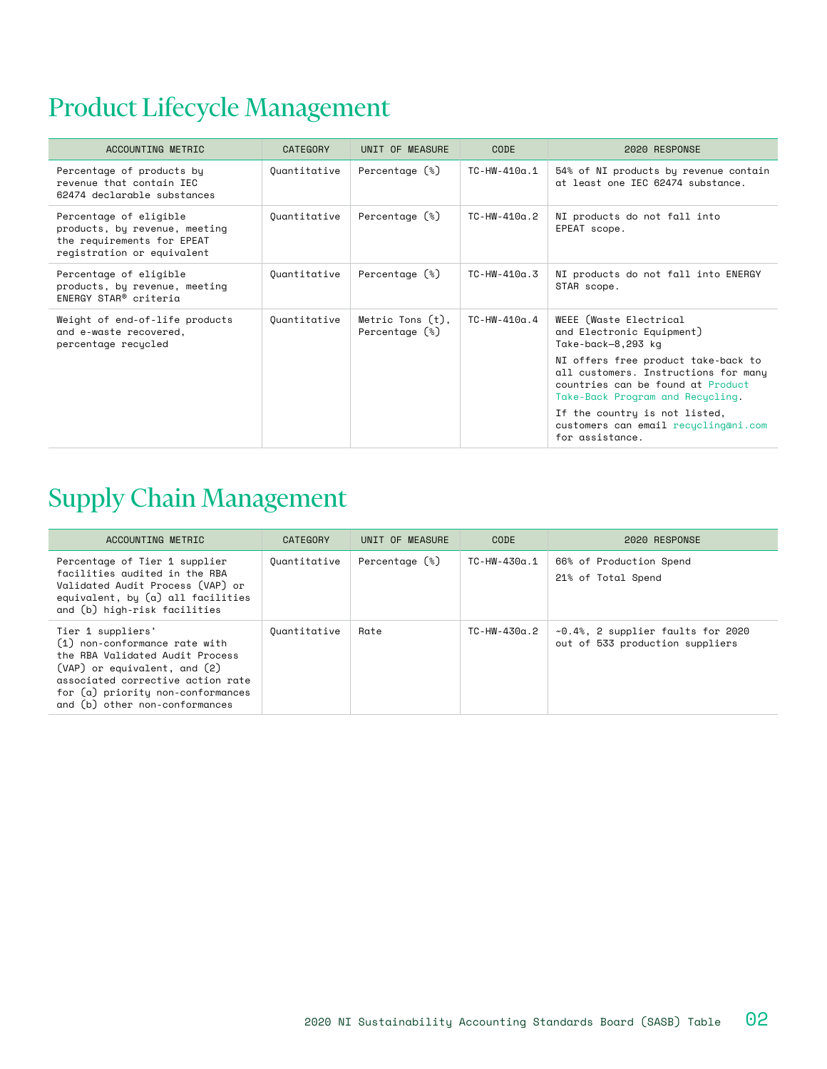# Product Lifecycle Management

| ACCOUNTING METRIC | CATEGORY | UNIT OF MEASURE | CODE | 2020 RESPONSE |
|---|---|---|---|---|
| Percentage of products by revenue that contain IEC 62474 declarable substances | Quantitative | Percentage (%) | TC-HW-410a.1 | 54% of NI products by revenue contain at least one IEC 62474 substance. |
| Percentage of eligible products, by revenue, meeting the requirements for EPEAT registration or equivalent | Quantitative | Percentage (%) | TC-HW-410a.2 | NI products do not fall into EPEAT scope. |
| Percentage of eligible products, by revenue, meeting ENERGY STAR® criteria | Quantitative | Percentage (%) | TC-HW-410a.3 | NI products do not fall into ENERGY STAR scope. |
| Weight of end-of-life products and e-waste recovered, percentage recycled | Quantitative | Metric Tons (t), Percentage (%) | TC-HW-410a.4 | WEEE (Waste Electrical and Electronic Equipment) Take-back—8,293 kg<br><br>NI offers free product take-back to all customers. Instructions for many countries can be found at Product Take-Back Program and Recycling.<br><br>If the country is not listed, customers can email recycling@ni.com for assistance. |

# Supply Chain Management

| ACCOUNTING METRIC | CATEGORY | UNIT OF MEASURE | CODE | 2020 RESPONSE |
|---|---|---|---|---|
| Percentage of Tier 1 supplier facilities audited in the RBA Validated Audit Process (VAP) or equivalent, by (a) all facilities and (b) high-risk facilities | Quantitative | Percentage (%) | TC-HW-430a.1 | 66% of Production Spend<br><br>21% of Total Spend |
| Tier 1 suppliers' (1) non-conformance rate with the RBA Validated Audit Process (VAP) or equivalent, and (2) associated corrective action rate for (a) priority non-conformances and (b) other non-conformances | Quantitative | Rate | TC-HW-430a.2 | ~0.4%, 2 supplier faults for 2020 out of 533 production suppliers |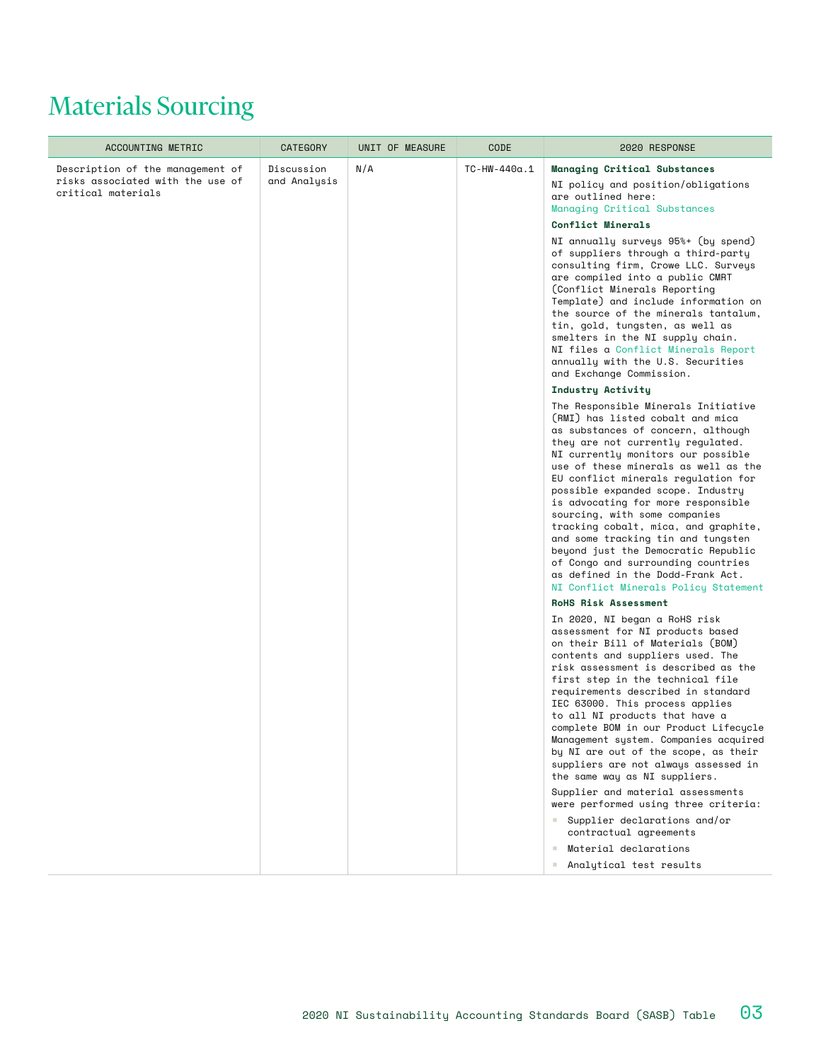# Materials Sourcing

| ACCOUNTING METRIC | CATEGORY | UNIT OF MEASURE | CODE | 2020 RESPONSE |
|---|---|---|---|---|
| Description of the management of risks associated with the use of critical materials | Discussion and Analysis | N/A | TC-HW-440a.1 | **Managing Critical Substances**<br>NI policy and position/obligations are outlined here: Managing Critical Substances<br>**Conflict Minerals**<br>NI annually surveys 95%+ (by spend) of suppliers through a third-party consulting firm, Crowe LLC. Surveys are compiled into a public CMRT (Conflict Minerals Reporting Template) and include information on the source of the minerals tantalum, tin, gold, tungsten, as well as smelters in the NI supply chain. NI files a Conflict Minerals Report annually with the U.S. Securities and Exchange Commission.<br>**Industry Activity**<br>The Responsible Minerals Initiative (RMI) has listed cobalt and mica as substances of concern, although they are not currently regulated. NI currently monitors our possible use of these minerals as well as the EU conflict minerals regulation for possible expanded scope. Industry is advocating for more responsible sourcing, with some companies tracking cobalt, mica, and graphite, and some tracking tin and tungsten beyond just the Democratic Republic of Congo and surrounding countries as defined in the Dodd-Frank Act. NI Conflict Minerals Policy Statement<br>**RoHS Risk Assessment**<br>In 2020, NI began a RoHS risk assessment for NI products based on their Bill of Materials (BOM) contents and suppliers used. The risk assessment is described as the first step in the technical file requirements described in standard IEC 63000. This process applies to all NI products that have a complete BOM in our Product Lifecycle Management system. Companies acquired by NI are out of the scope, as their suppliers are not always assessed in the same way as NI suppliers.<br>Supplier and material assessments were performed using three criteria:<br>- Supplier declarations and/or contractual agreements<br>- Material declarations<br>- Analytical test results |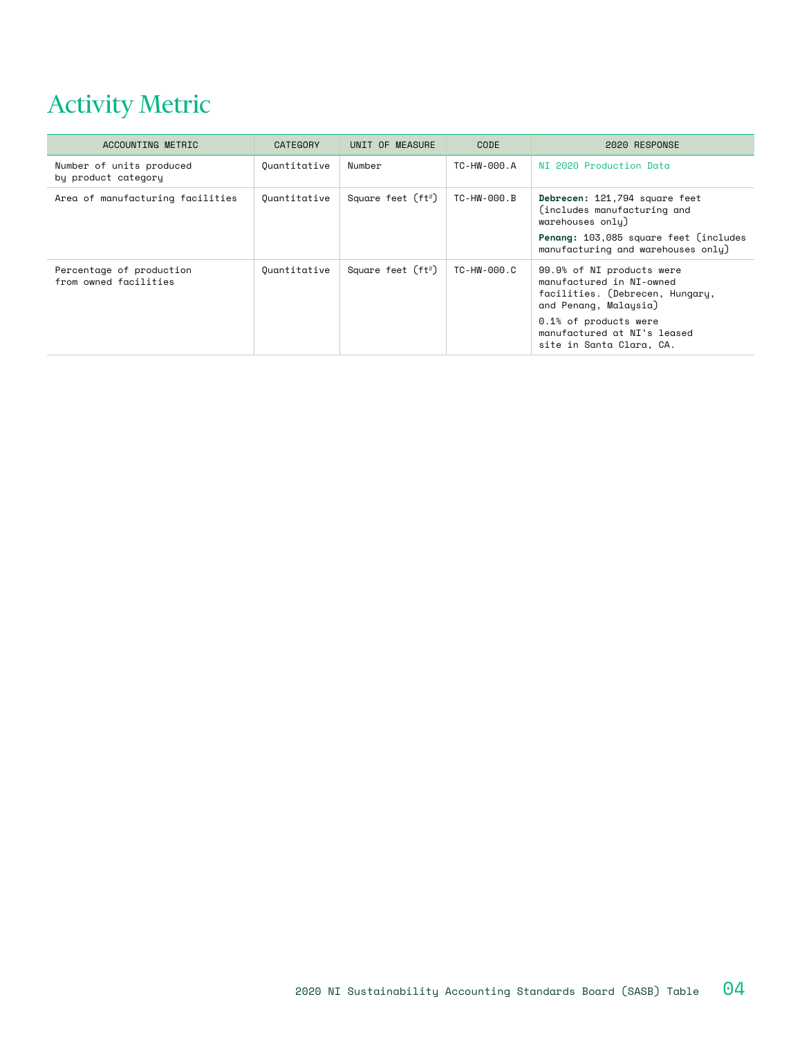# Activity Metric

| ACCOUNTING METRIC | CATEGORY | UNIT OF MEASURE | CODE | 2020 RESPONSE |
|---|---|---|---|---|
| Number of units produced by product category | Quantitative | Number | TC-HW-000.A | NI 2020 Production Data |
| Area of manufacturing facilities | Quantitative | Square feet ($ft^2$) | TC-HW-000.B | **Debrecen:** 121,794 square feet (includes manufacturing and warehouses only)<br><br>**Penang:** 103,085 square feet (includes manufacturing and warehouses only) |
| Percentage of production from owned facilities | Quantitative | Square feet ($ft^2$) | TC-HW-000.C | 99.9% of NI products were manufactured in NI-owned facilities. (Debrecen, Hungary, and Penang, Malaysia)<br><br>0.1% of products were manufactured at NI's leased site in Santa Clara, CA. |